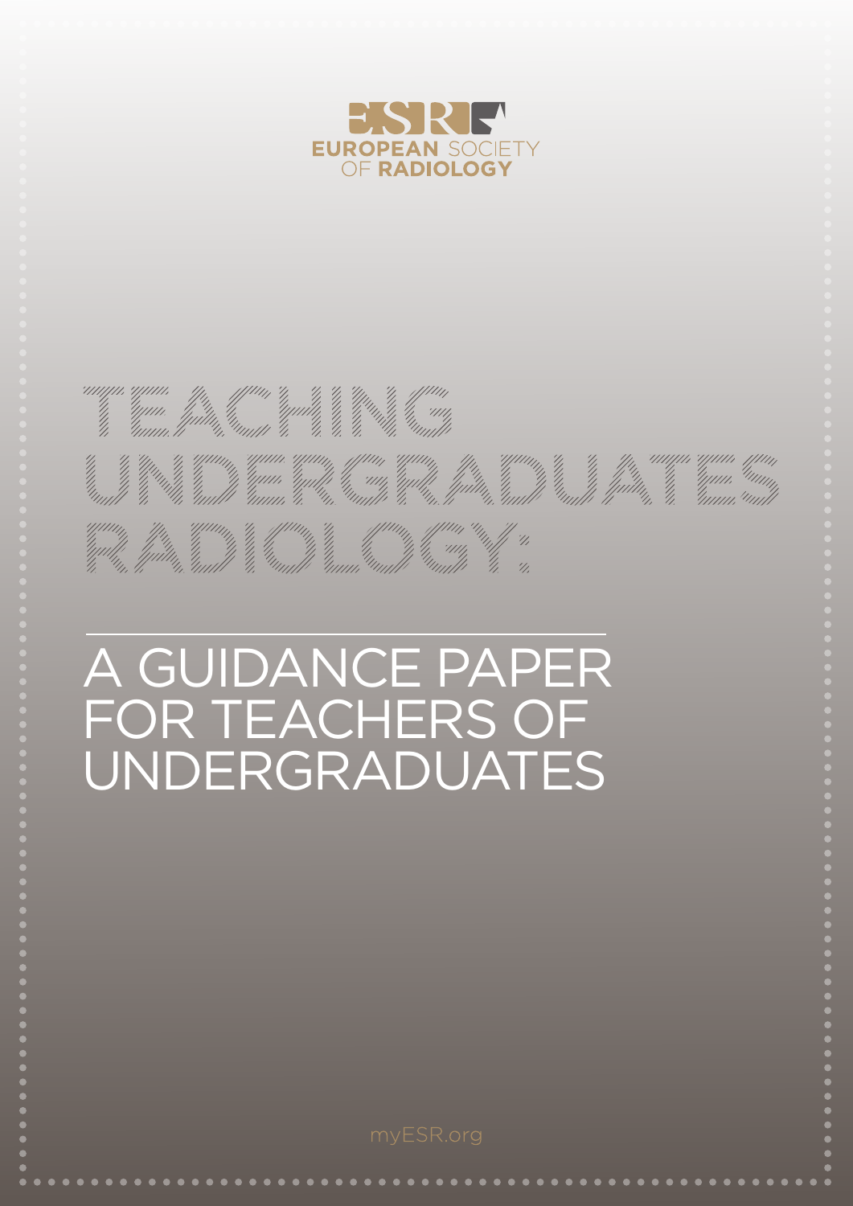EUROPEAN SOCIETY OF RADIOLOGY

# TEACHING UNDERGRADUATES RADIOLOGY:

## A GUIDANCE PAPER FOR TEACHERS OF UNDERGRADUATES

myESR.org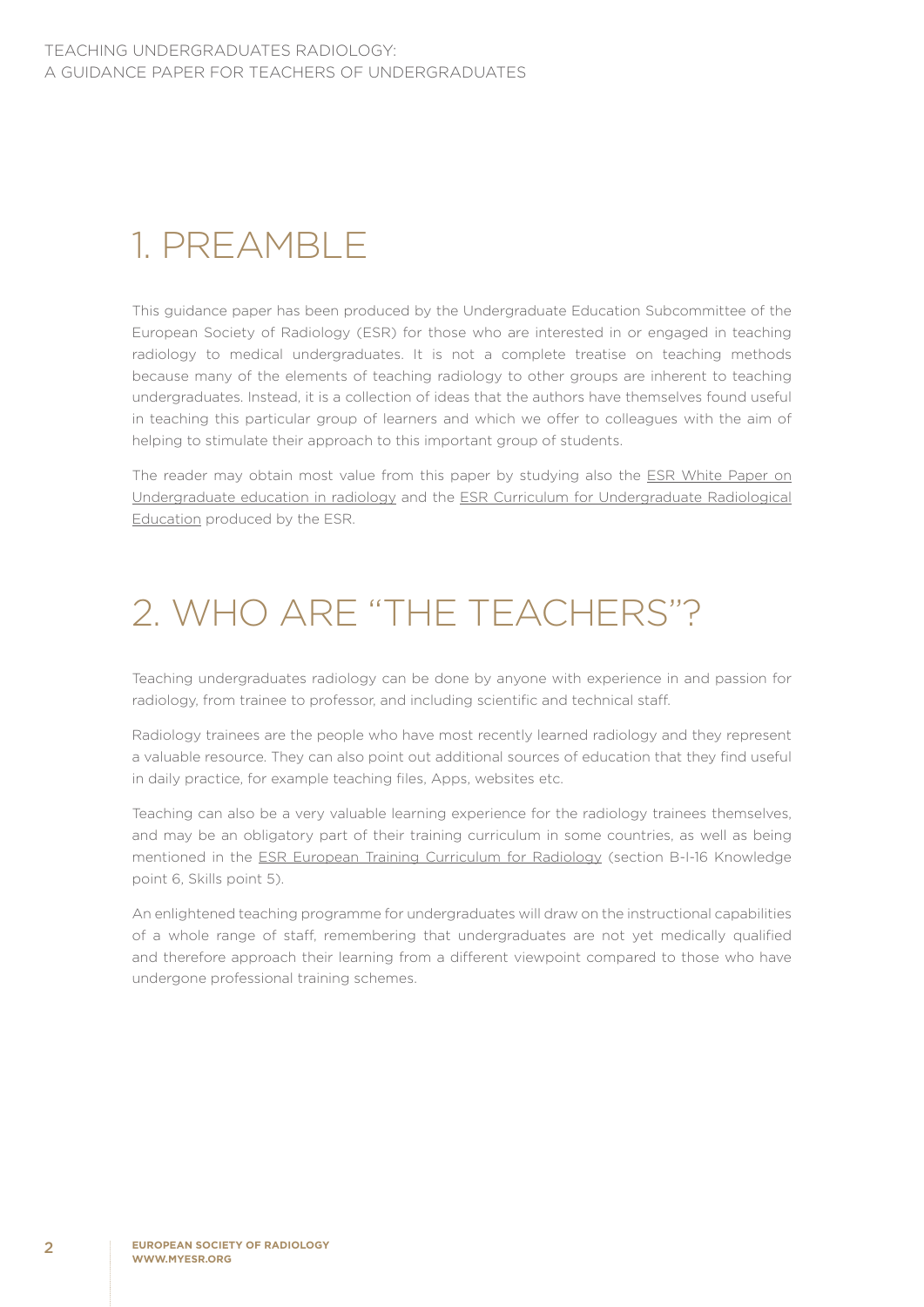# 1. PREAMBLE

This guidance paper has been produced by the Undergraduate Education Subcommittee of the European Society of Radiology (ESR) for those who are interested in or engaged in teaching radiology to medical undergraduates. It is not a complete treatise on teaching methods because many of the elements of teaching radiology to other groups are inherent to teaching undergraduates. Instead, it is a collection of ideas that the authors have themselves found useful in teaching this particular group of learners and which we offer to colleagues with the aim of helping to stimulate their approach to this important group of students.

The reader may obtain most value from this paper by studying also the ESR White Paper on Undergraduate education in radiology and the ESR Curriculum for Undergraduate Radiological Education produced by the ESR.

# 2. WHO ARE "THE TEACHERS"?

Teaching undergraduates radiology can be done by anyone with experience in and passion for radiology, from trainee to professor, and including scientific and technical staff.

Radiology trainees are the people who have most recently learned radiology and they represent a valuable resource. They can also point out additional sources of education that they find useful in daily practice, for example teaching files, Apps, websites etc.

Teaching can also be a very valuable learning experience for the radiology trainees themselves, and may be an obligatory part of their training curriculum in some countries, as well as being mentioned in the ESR European Training Curriculum for Radiology (section B-I-16 Knowledge point 6, Skills point 5).

An enlightened teaching programme for undergraduates will draw on the instructional capabilities of a whole range of staff, remembering that undergraduates are not yet medically qualified and therefore approach their learning from a different viewpoint compared to those who have undergone professional training schemes.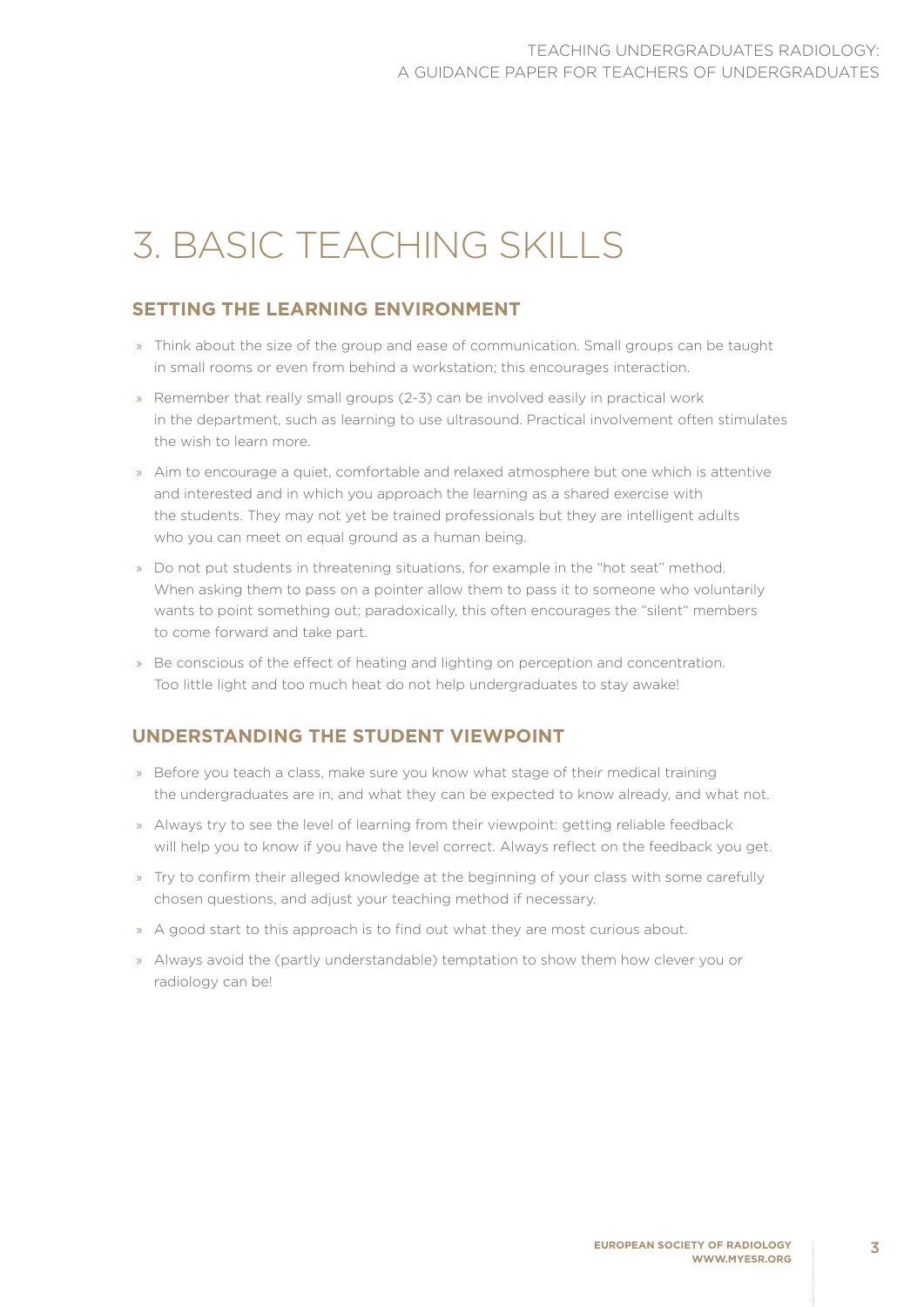# 3. BASIC TEACHING SKILLS

## SETTING THE LEARNING ENVIRONMENT

- Think about the size of the group and ease of communication. Small groups can be taught in small rooms or even from behind a workstation; this encourages interaction.
- Remember that really small groups (2-3) can be involved easily in practical work in the department, such as learning to use ultrasound. Practical involvement often stimulates the wish to learn more.
- Aim to encourage a quiet, comfortable and relaxed atmosphere but one which is attentive and interested and in which you approach the learning as a shared exercise with the students. They may not yet be trained professionals but they are intelligent adults who you can meet on equal ground as a human being.
- Do not put students in threatening situations, for example in the "hot seat" method. When asking them to pass on a pointer allow them to pass it to someone who voluntarily wants to point something out; paradoxically, this often encourages the "silent" members to come forward and take part.
- Be conscious of the effect of heating and lighting on perception and concentration. Too little light and too much heat do not help undergraduates to stay awake!

## UNDERSTANDING THE STUDENT VIEWPOINT

- Before you teach a class, make sure you know what stage of their medical training the undergraduates are in, and what they can be expected to know already, and what not.
- Always try to see the level of learning from their viewpoint: getting reliable feedback will help you to know if you have the level correct. Always reflect on the feedback you get.
- Try to confirm their alleged knowledge at the beginning of your class with some carefully chosen questions, and adjust your teaching method if necessary.
- A good start to this approach is to find out what they are most curious about.
- Always avoid the (partly understandable) temptation to show them how clever you or radiology can be!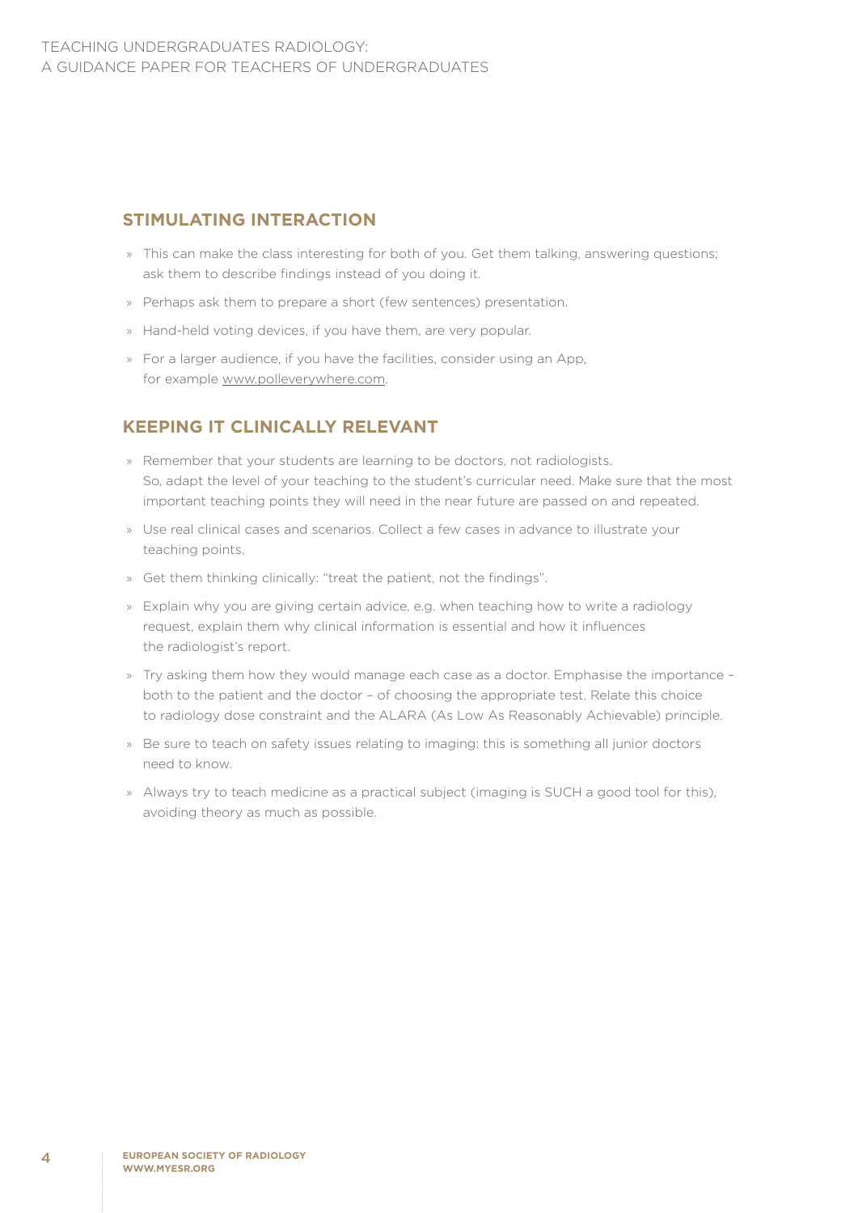## STIMULATING INTERACTION

- This can make the class interesting for both of you. Get them talking, answering questions; ask them to describe findings instead of you doing it.
- Perhaps ask them to prepare a short (few sentences) presentation.
- Hand-held voting devices, if you have them, are very popular.
- For a larger audience, if you have the facilities, consider using an App, for example www.polleverywhere.com.

## KEEPING IT CLINICALLY RELEVANT

- Remember that your students are learning to be doctors, not radiologists. So, adapt the level of your teaching to the student's curricular need. Make sure that the most important teaching points they will need in the near future are passed on and repeated.
- Use real clinical cases and scenarios. Collect a few cases in advance to illustrate your teaching points.
- Get them thinking clinically: "treat the patient, not the findings".
- Explain why you are giving certain advice, e.g. when teaching how to write a radiology request, explain them why clinical information is essential and how it influences the radiologist's report.
- Try asking them how they would manage each case as a doctor. Emphasise the importance – both to the patient and the doctor – of choosing the appropriate test. Relate this choice to radiology dose constraint and the ALARA (As Low As Reasonably Achievable) principle.
- Be sure to teach on safety issues relating to imaging: this is something all junior doctors need to know.
- Always try to teach medicine as a practical subject (imaging is SUCH a good tool for this), avoiding theory as much as possible.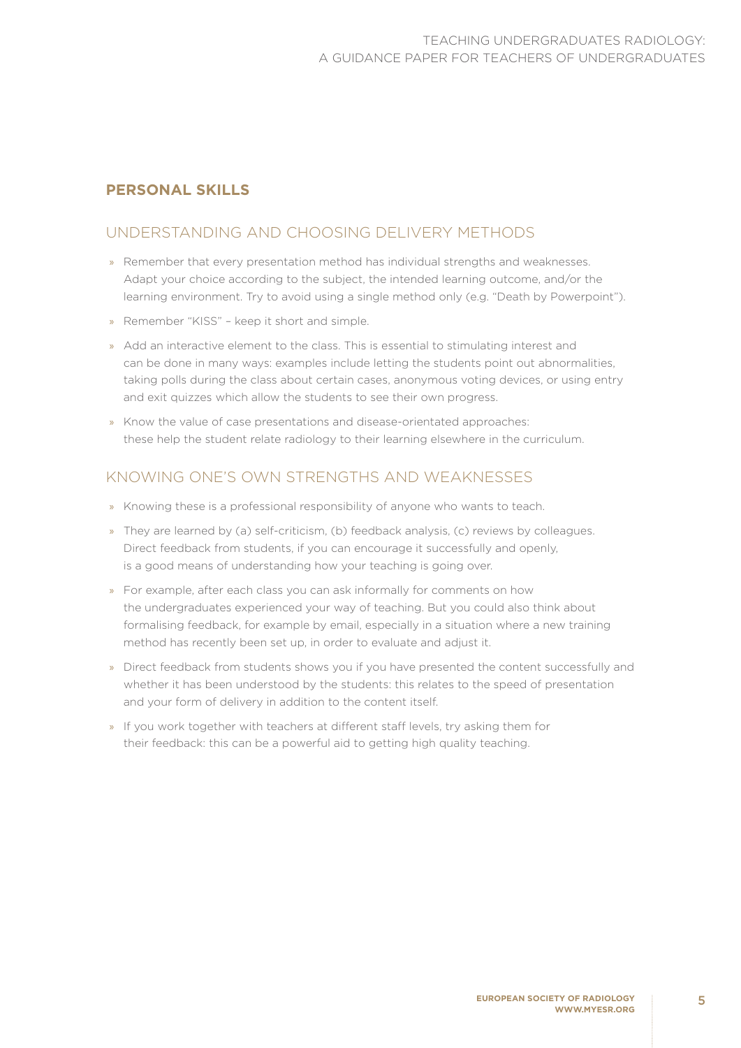## PERSONAL SKILLS

### UNDERSTANDING AND CHOOSING DELIVERY METHODS

- Remember that every presentation method has individual strengths and weaknesses. Adapt your choice according to the subject, the intended learning outcome, and/or the learning environment. Try to avoid using a single method only (e.g. "Death by Powerpoint").
- Remember "KISS" – keep it short and simple.
- Add an interactive element to the class. This is essential to stimulating interest and can be done in many ways: examples include letting the students point out abnormalities, taking polls during the class about certain cases, anonymous voting devices, or using entry and exit quizzes which allow the students to see their own progress.
- Know the value of case presentations and disease-orientated approaches: these help the student relate radiology to their learning elsewhere in the curriculum.

### KNOWING ONE'S OWN STRENGTHS AND WEAKNESSES

- Knowing these is a professional responsibility of anyone who wants to teach.
- They are learned by (a) self-criticism, (b) feedback analysis, (c) reviews by colleagues. Direct feedback from students, if you can encourage it successfully and openly, is a good means of understanding how your teaching is going over.
- For example, after each class you can ask informally for comments on how the undergraduates experienced your way of teaching. But you could also think about formalising feedback, for example by email, especially in a situation where a new training method has recently been set up, in order to evaluate and adjust it.
- Direct feedback from students shows you if you have presented the content successfully and whether it has been understood by the students: this relates to the speed of presentation and your form of delivery in addition to the content itself.
- If you work together with teachers at different staff levels, try asking them for their feedback: this can be a powerful aid to getting high quality teaching.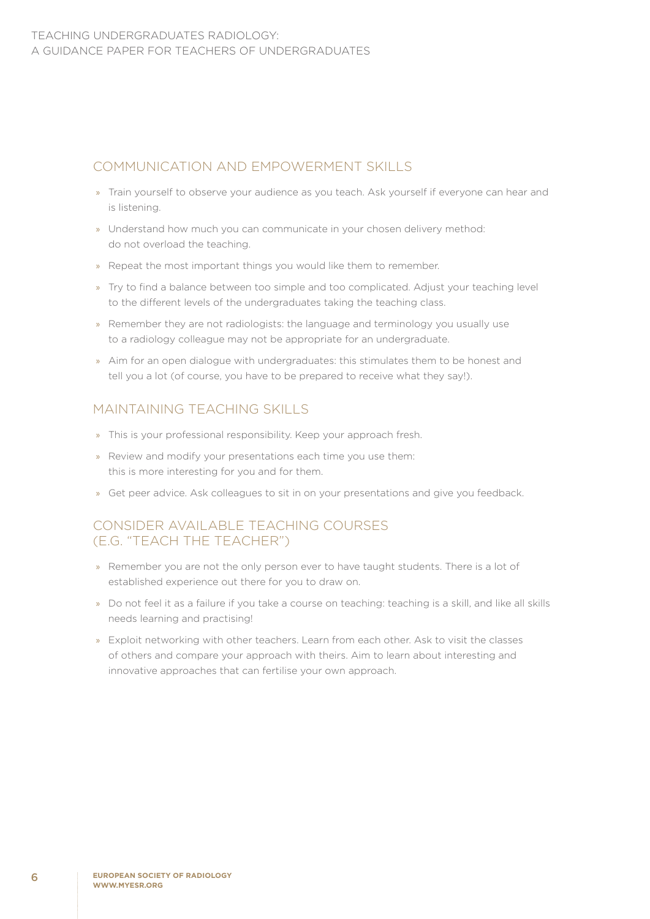## COMMUNICATION AND EMPOWERMENT SKILLS

- Train yourself to observe your audience as you teach. Ask yourself if everyone can hear and is listening.
- Understand how much you can communicate in your chosen delivery method: do not overload the teaching.
- Repeat the most important things you would like them to remember.
- Try to find a balance between too simple and too complicated. Adjust your teaching level to the different levels of the undergraduates taking the teaching class.
- Remember they are not radiologists: the language and terminology you usually use to a radiology colleague may not be appropriate for an undergraduate.
- Aim for an open dialogue with undergraduates: this stimulates them to be honest and tell you a lot (of course, you have to be prepared to receive what they say!).

## MAINTAINING TEACHING SKILLS

- This is your professional responsibility. Keep your approach fresh.
- Review and modify your presentations each time you use them: this is more interesting for you and for them.
- Get peer advice. Ask colleagues to sit in on your presentations and give you feedback.

## CONSIDER AVAILABLE TEACHING COURSES (E.G. "TEACH THE TEACHER")

- Remember you are not the only person ever to have taught students. There is a lot of established experience out there for you to draw on.
- Do not feel it as a failure if you take a course on teaching: teaching is a skill, and like all skills needs learning and practising!
- Exploit networking with other teachers. Learn from each other. Ask to visit the classes of others and compare your approach with theirs. Aim to learn about interesting and innovative approaches that can fertilise your own approach.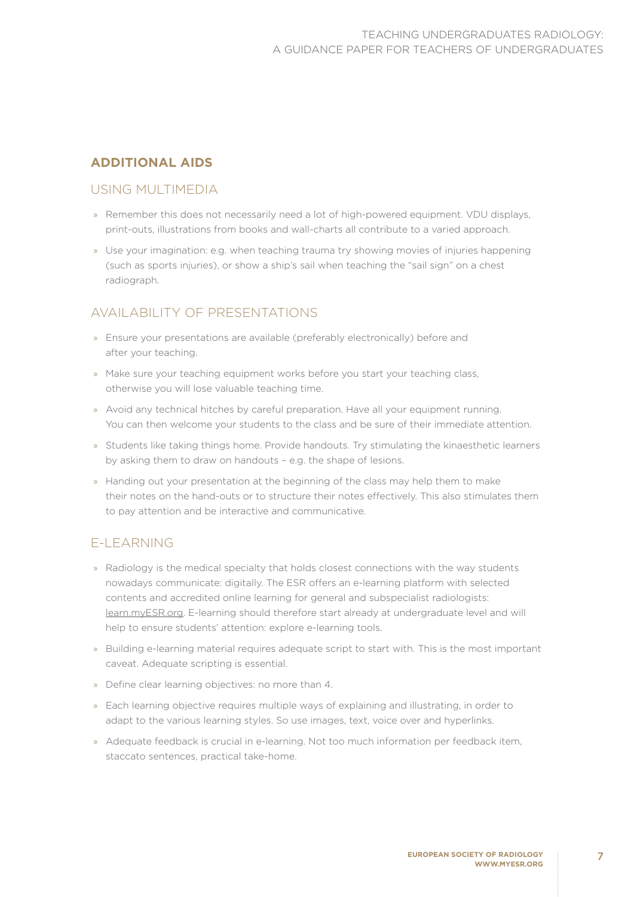## ADDITIONAL AIDS

### USING MULTIMEDIA

- Remember this does not necessarily need a lot of high-powered equipment. VDU displays, print-outs, illustrations from books and wall-charts all contribute to a varied approach.
- Use your imagination: e.g. when teaching trauma try showing movies of injuries happening (such as sports injuries), or show a ship's sail when teaching the "sail sign" on a chest radiograph.

### AVAILABILITY OF PRESENTATIONS

- Ensure your presentations are available (preferably electronically) before and after your teaching.
- Make sure your teaching equipment works before you start your teaching class, otherwise you will lose valuable teaching time.
- Avoid any technical hitches by careful preparation. Have all your equipment running. You can then welcome your students to the class and be sure of their immediate attention.
- Students like taking things home. Provide handouts. Try stimulating the kinaesthetic learners by asking them to draw on handouts – e.g. the shape of lesions.
- Handing out your presentation at the beginning of the class may help them to make their notes on the hand-outs or to structure their notes effectively. This also stimulates them to pay attention and be interactive and communicative.

### E-LEARNING

- Radiology is the medical specialty that holds closest connections with the way students nowadays communicate: digitally. The ESR offers an e-learning platform with selected contents and accredited online learning for general and subspecialist radiologists: learn.myESR.org. E-learning should therefore start already at undergraduate level and will help to ensure students' attention: explore e-learning tools.
- Building e-learning material requires adequate script to start with. This is the most important caveat. Adequate scripting is essential.
- Define clear learning objectives: no more than 4.
- Each learning objective requires multiple ways of explaining and illustrating, in order to adapt to the various learning styles. So use images, text, voice over and hyperlinks.
- Adequate feedback is crucial in e-learning. Not too much information per feedback item, staccato sentences, practical take-home.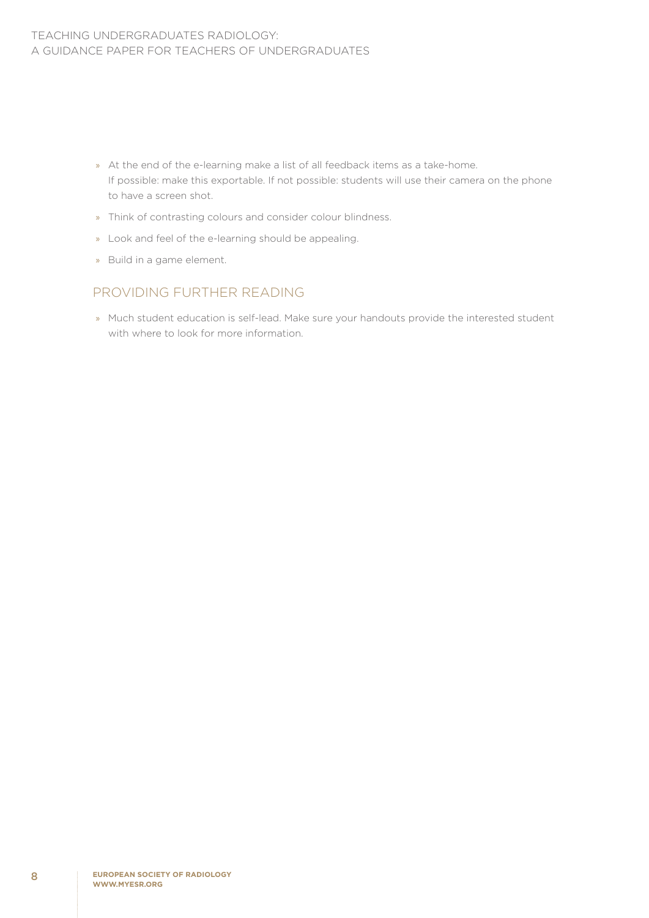- At the end of the e-learning make a list of all feedback items as a take-home. If possible: make this exportable. If not possible: students will use their camera on the phone to have a screen shot.
- Think of contrasting colours and consider colour blindness.
- Look and feel of the e-learning should be appealing.
- Build in a game element.

## PROVIDING FURTHER READING

- Much student education is self-lead. Make sure your handouts provide the interested student with where to look for more information.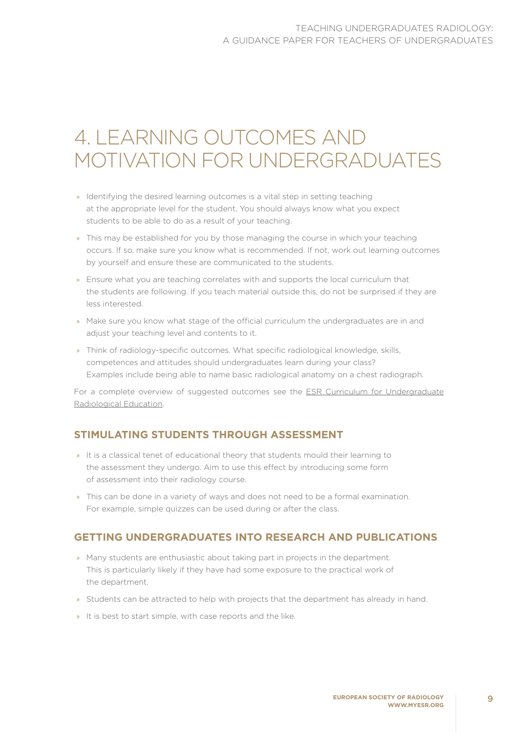# 4. LEARNING OUTCOMES AND MOTIVATION FOR UNDERGRADUATES

- Identifying the desired learning outcomes is a vital step in setting teaching at the appropriate level for the student. You should always know what you expect students to be able to do as a result of your teaching.
- This may be established for you by those managing the course in which your teaching occurs. If so, make sure you know what is recommended. If not, work out learning outcomes by yourself and ensure these are communicated to the students.
- Ensure what you are teaching correlates with and supports the local curriculum that the students are following. If you teach material outside this, do not be surprised if they are less interested.
- Make sure you know what stage of the official curriculum the undergraduates are in and adjust your teaching level and contents to it.
- Think of radiology-specific outcomes. What specific radiological knowledge, skills, competences and attitudes should undergraduates learn during your class? Examples include being able to name basic radiological anatomy on a chest radiograph.

For a complete overview of suggested outcomes see the ESR Curriculum for Undergraduate Radiological Education.

## STIMULATING STUDENTS THROUGH ASSESSMENT

- It is a classical tenet of educational theory that students mould their learning to the assessment they undergo. Aim to use this effect by introducing some form of assessment into their radiology course.
- This can be done in a variety of ways and does not need to be a formal examination. For example, simple quizzes can be used during or after the class.

## GETTING UNDERGRADUATES INTO RESEARCH AND PUBLICATIONS

- Many students are enthusiastic about taking part in projects in the department. This is particularly likely if they have had some exposure to the practical work of the department.
- Students can be attracted to help with projects that the department has already in hand.
- It is best to start simple, with case reports and the like.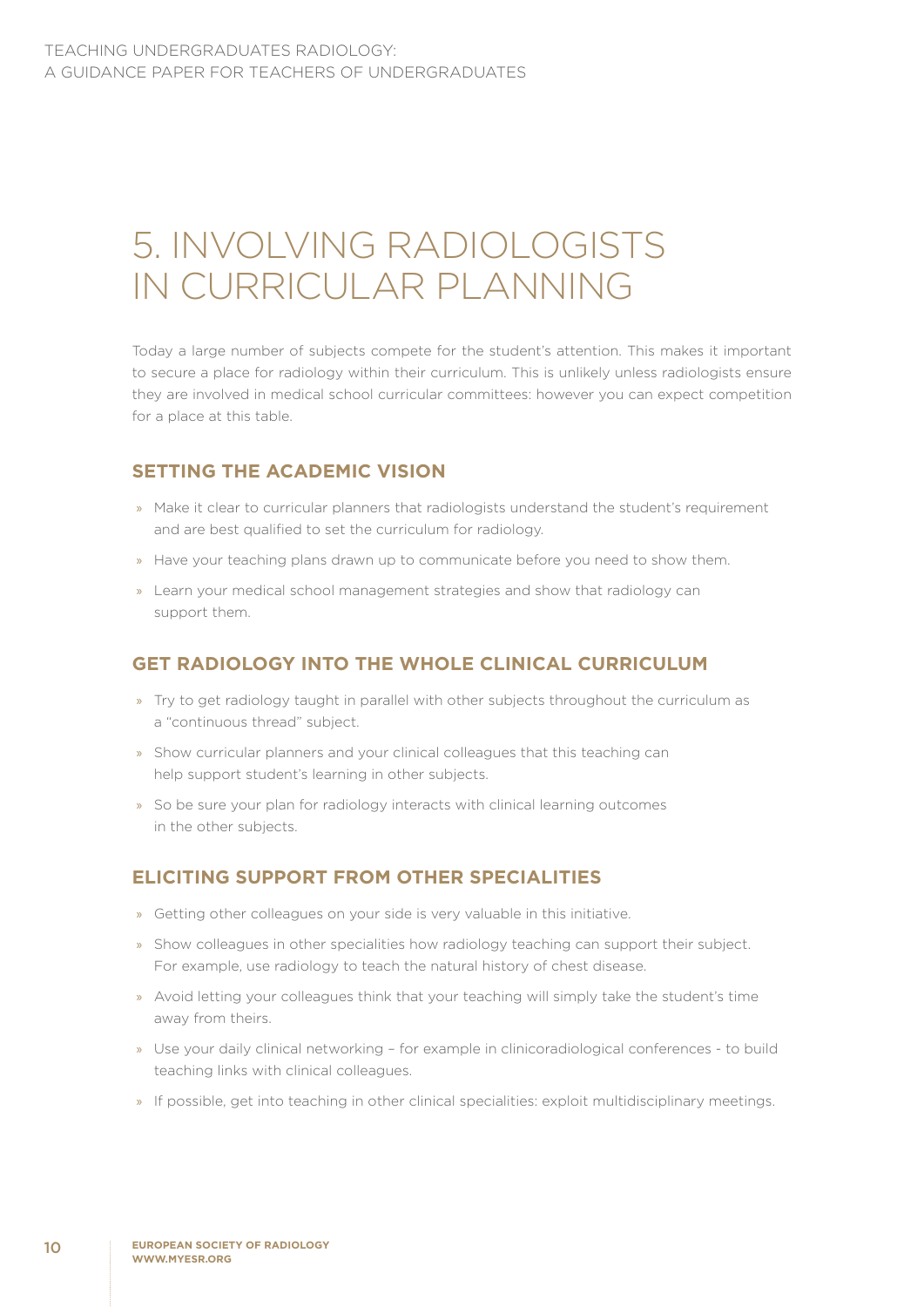# 5. INVOLVING RADIOLOGISTS IN CURRICULAR PLANNING

Today a large number of subjects compete for the student's attention. This makes it important to secure a place for radiology within their curriculum. This is unlikely unless radiologists ensure they are involved in medical school curricular committees: however you can expect competition for a place at this table.

## SETTING THE ACADEMIC VISION

- Make it clear to curricular planners that radiologists understand the student's requirement and are best qualified to set the curriculum for radiology.
- Have your teaching plans drawn up to communicate before you need to show them.
- Learn your medical school management strategies and show that radiology can support them.

## GET RADIOLOGY INTO THE WHOLE CLINICAL CURRICULUM

- Try to get radiology taught in parallel with other subjects throughout the curriculum as a "continuous thread" subject.
- Show curricular planners and your clinical colleagues that this teaching can help support student's learning in other subjects.
- So be sure your plan for radiology interacts with clinical learning outcomes in the other subjects.

## ELICITING SUPPORT FROM OTHER SPECIALITIES

- Getting other colleagues on your side is very valuable in this initiative.
- Show colleagues in other specialities how radiology teaching can support their subject. For example, use radiology to teach the natural history of chest disease.
- Avoid letting your colleagues think that your teaching will simply take the student's time away from theirs.
- Use your daily clinical networking – for example in clinicoradiological conferences - to build teaching links with clinical colleagues.
- If possible, get into teaching in other clinical specialities: exploit multidisciplinary meetings.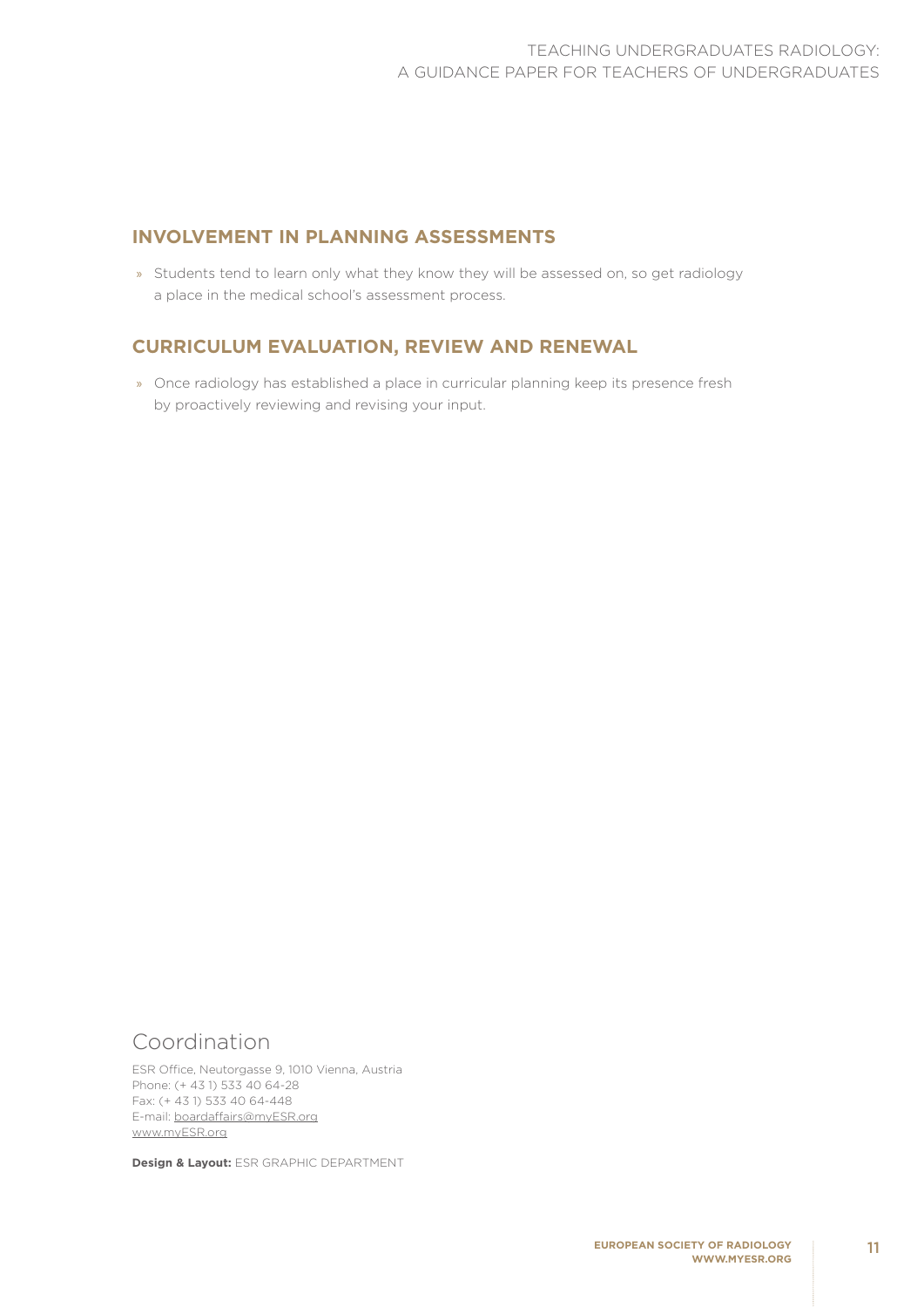## INVOLVEMENT IN PLANNING ASSESSMENTS

» Students tend to learn only what they know they will be assessed on, so get radiology a place in the medical school's assessment process.

## CURRICULUM EVALUATION, REVIEW AND RENEWAL

» Once radiology has established a place in curricular planning keep its presence fresh by proactively reviewing and revising your input.

## Coordination

ESR Office, Neutorgasse 9, 1010 Vienna, Austria
Phone: (+ 43 1) 533 40 64-28
Fax: (+ 43 1) 533 40 64-448
E-mail: boardaffairs@myESR.org
www.myESR.org

**Design & Layout:** ESR GRAPHIC DEPARTMENT